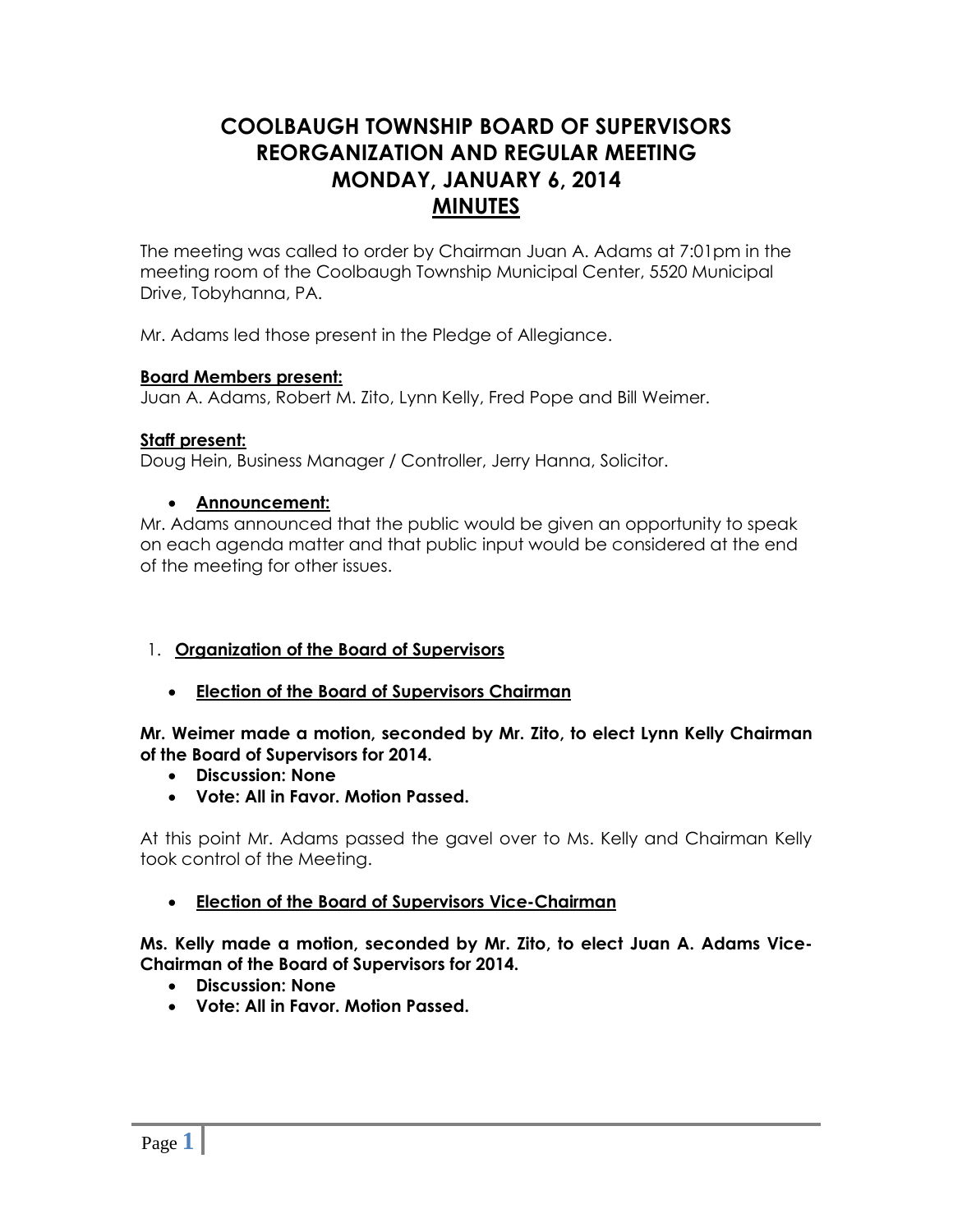# COOLBAUGH TOWNSHIP BOARD OF SUPERVISORS REORGANIZATION AND REGULAR MEETING MONDAY, JANUARY 6, 2014 MINUTES

The meeting was called to order by Chairman Juan A. Adams at 7:01pm in the meeting room of the Coolbaugh Township Municipal Center, 5520 Municipal Drive, Tobyhanna, PA.

Mr. Adams led those present in the Pledge of Allegiance.

**Board Members present:**
Juan A. Adams, Robert M. Zito, Lynn Kelly, Fred Pope and Bill Weimer.

**Staff present:**
Doug Hein, Business Manager / Controller, Jerry Hanna, Solicitor.

- **Announcement:**

Mr. Adams announced that the public would be given an opportunity to speak on each agenda matter and that public input would be considered at the end of the meeting for other issues.

1. **Organization of the Board of Supervisors**

- **Election of the Board of Supervisors Chairman**

**Mr. Weimer made a motion, seconded by Mr. Zito, to elect Lynn Kelly Chairman of the Board of Supervisors for 2014.**

- **Discussion: None**
- **Vote: All in Favor. Motion Passed.**

At this point Mr. Adams passed the gavel over to Ms. Kelly and Chairman Kelly took control of the Meeting.

- **Election of the Board of Supervisors Vice-Chairman**

**Ms. Kelly made a motion, seconded by Mr. Zito, to elect Juan A. Adams Vice-Chairman of the Board of Supervisors for 2014.**

- **Discussion: None**
- **Vote: All in Favor. Motion Passed.**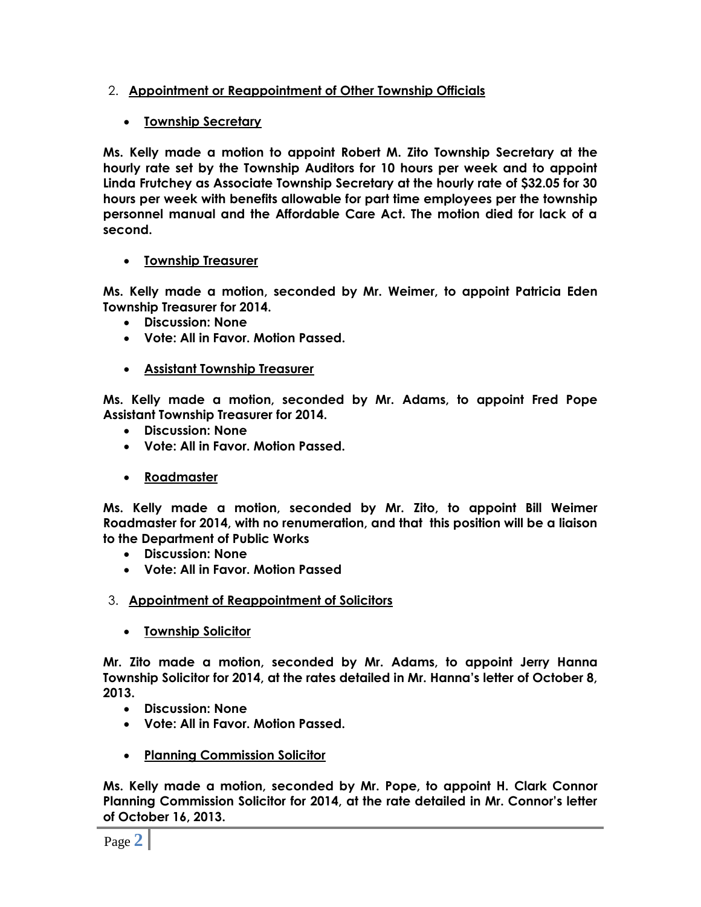2. **Appointment or Reappointment of Other Township Officials**

   - **Township Secretary**

**Ms. Kelly made a motion to appoint Robert M. Zito Township Secretary at the hourly rate set by the Township Auditors for 10 hours per week and to appoint Linda Frutchey as Associate Township Secretary at the hourly rate of $32.05 for 30 hours per week with benefits allowable for part time employees per the township personnel manual and the Affordable Care Act. The motion died for lack of a second.**

   - **Township Treasurer**

**Ms. Kelly made a motion, seconded by Mr. Weimer, to appoint Patricia Eden Township Treasurer for 2014.**

- **Discussion: None**
- **Vote: All in Favor. Motion Passed.**

   - **Assistant Township Treasurer**

**Ms. Kelly made a motion, seconded by Mr. Adams, to appoint Fred Pope Assistant Township Treasurer for 2014.**

- **Discussion: None**
- **Vote: All in Favor. Motion Passed.**

   - **Roadmaster**

**Ms. Kelly made a motion, seconded by Mr. Zito, to appoint Bill Weimer Roadmaster for 2014, with no renumeration, and that this position will be a liaison to the Department of Public Works**

- **Discussion: None**
- **Vote: All in Favor. Motion Passed**

3. **Appointment of Reappointment of Solicitors**

   - **Township Solicitor**

**Mr. Zito made a motion, seconded by Mr. Adams, to appoint Jerry Hanna Township Solicitor for 2014, at the rates detailed in Mr. Hanna's letter of October 8, 2013.**

- **Discussion: None**
- **Vote: All in Favor. Motion Passed.**

   - **Planning Commission Solicitor**

**Ms. Kelly made a motion, seconded by Mr. Pope, to appoint H. Clark Connor Planning Commission Solicitor for 2014, at the rate detailed in Mr. Connor's letter of October 16, 2013.**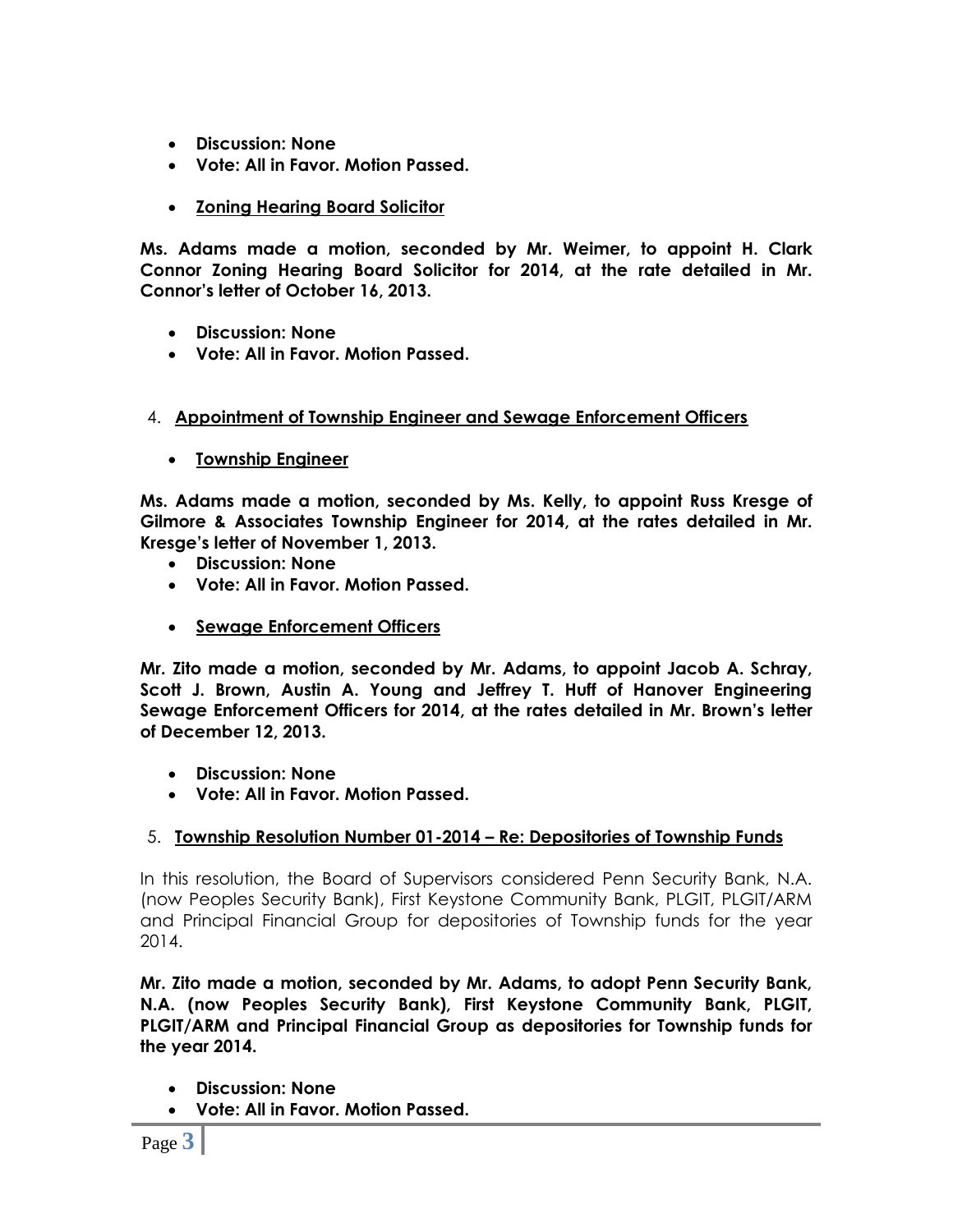- **Discussion: None**
- **Vote: All in Favor. Motion Passed.**

- **<u>Zoning Hearing Board Solicitor</u>**

**Ms. Adams made a motion, seconded by Mr. Weimer, to appoint H. Clark Connor Zoning Hearing Board Solicitor for 2014, at the rate detailed in Mr. Connor's letter of October 16, 2013.**

- **Discussion: None**
- **Vote: All in Favor. Motion Passed.**

4. **<u>Appointment of Township Engineer and Sewage Enforcement Officers</u>**

- **<u>Township Engineer</u>**

**Ms. Adams made a motion, seconded by Ms. Kelly, to appoint Russ Kresge of Gilmore & Associates Township Engineer for 2014, at the rates detailed in Mr. Kresge's letter of November 1, 2013.**

- **Discussion: None**
- **Vote: All in Favor. Motion Passed.**

- **<u>Sewage Enforcement Officers</u>**

**Mr. Zito made a motion, seconded by Mr. Adams, to appoint Jacob A. Schray, Scott J. Brown, Austin A. Young and Jeffrey T. Huff of Hanover Engineering Sewage Enforcement Officers for 2014, at the rates detailed in Mr. Brown's letter of December 12, 2013.**

- **Discussion: None**
- **Vote: All in Favor. Motion Passed.**

5. **<u>Township Resolution Number 01-2014 – Re: Depositories of Township Funds</u>**

In this resolution, the Board of Supervisors considered Penn Security Bank, N.A. (now Peoples Security Bank), First Keystone Community Bank, PLGIT, PLGIT/ARM and Principal Financial Group for depositories of Township funds for the year 2014.

**Mr. Zito made a motion, seconded by Mr. Adams, to adopt Penn Security Bank, N.A. (now Peoples Security Bank), First Keystone Community Bank, PLGIT, PLGIT/ARM and Principal Financial Group as depositories for Township funds for the year 2014.**

- **Discussion: None**
- **Vote: All in Favor. Motion Passed.**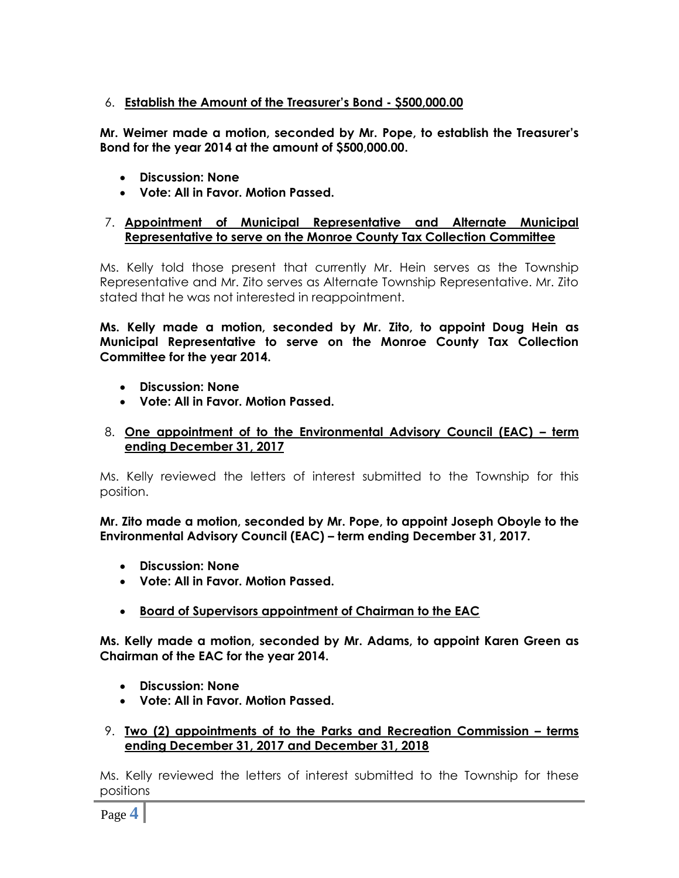6. **<u>Establish the Amount of the Treasurer's Bond - $500,000.00</u>**

**Mr. Weimer made a motion, seconded by Mr. Pope, to establish the Treasurer's Bond for the year 2014 at the amount of $500,000.00.**

- **Discussion: None**
- **Vote: All in Favor. Motion Passed.**

7. **<u>Appointment of Municipal Representative and Alternate Municipal Representative to serve on the Monroe County Tax Collection Committee</u>**

Ms. Kelly told those present that currently Mr. Hein serves as the Township Representative and Mr. Zito serves as Alternate Township Representative. Mr. Zito stated that he was not interested in reappointment.

**Ms. Kelly made a motion, seconded by Mr. Zito, to appoint Doug Hein as Municipal Representative to serve on the Monroe County Tax Collection Committee for the year 2014.**

- **Discussion: None**
- **Vote: All in Favor. Motion Passed.**

8. **<u>One appointment of to the Environmental Advisory Council (EAC) – term ending December 31, 2017</u>**

Ms. Kelly reviewed the letters of interest submitted to the Township for this position.

**Mr. Zito made a motion, seconded by Mr. Pope, to appoint Joseph Oboyle to the Environmental Advisory Council (EAC) – term ending December 31, 2017.**

- **Discussion: None**
- **Vote: All in Favor. Motion Passed.**

- **<u>Board of Supervisors appointment of Chairman to the EAC</u>**

**Ms. Kelly made a motion, seconded by Mr. Adams, to appoint Karen Green as Chairman of the EAC for the year 2014.**

- **Discussion: None**
- **Vote: All in Favor. Motion Passed.**

9. **<u>Two (2) appointments of to the Parks and Recreation Commission – terms ending December 31, 2017 and December 31, 2018</u>**

Ms. Kelly reviewed the letters of interest submitted to the Township for these positions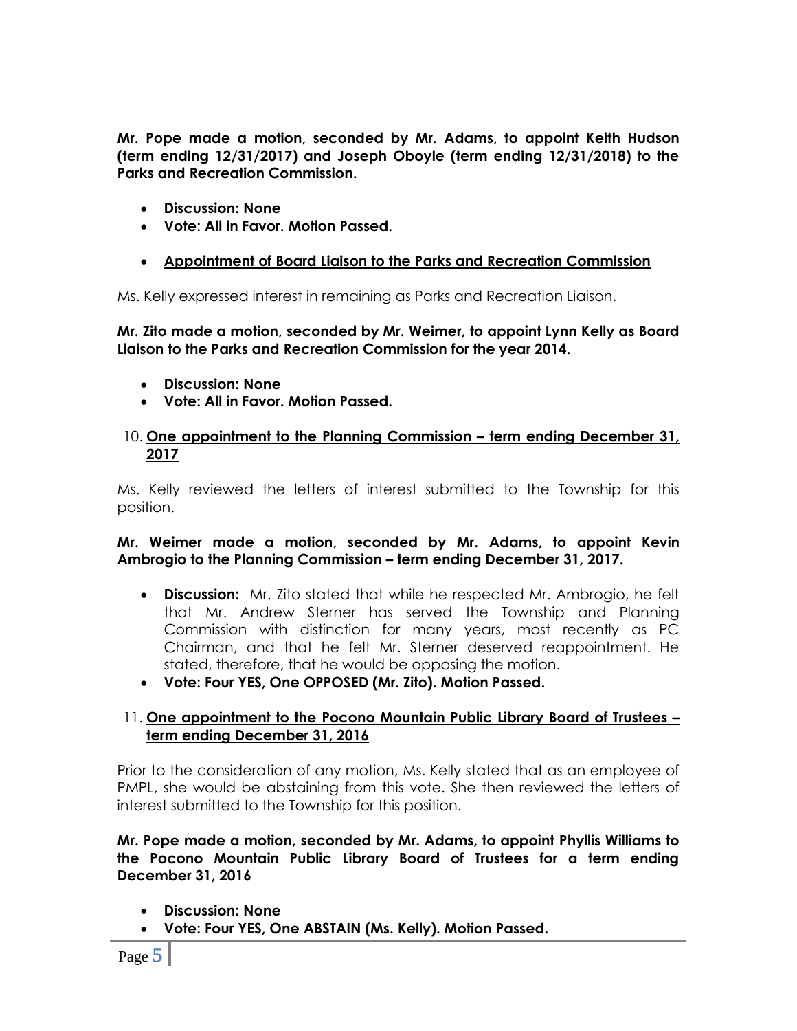**Mr. Pope made a motion, seconded by Mr. Adams, to appoint Keith Hudson (term ending 12/31/2017) and Joseph Oboyle (term ending 12/31/2018) to the Parks and Recreation Commission.**

- **Discussion: None**
- **Vote: All in Favor. Motion Passed.**

- **<u>Appointment of Board Liaison to the Parks and Recreation Commission</u>**

Ms. Kelly expressed interest in remaining as Parks and Recreation Liaison.

**Mr. Zito made a motion, seconded by Mr. Weimer, to appoint Lynn Kelly as Board Liaison to the Parks and Recreation Commission for the year 2014.**

- **Discussion: None**
- **Vote: All in Favor. Motion Passed.**

10. **<u>One appointment to the Planning Commission – term ending December 31, 2017</u>**

Ms. Kelly reviewed the letters of interest submitted to the Township for this position.

**Mr. Weimer made a motion, seconded by Mr. Adams, to appoint Kevin Ambrogio to the Planning Commission – term ending December 31, 2017.**

- **Discussion:** Mr. Zito stated that while he respected Mr. Ambrogio, he felt that Mr. Andrew Sterner has served the Township and Planning Commission with distinction for many years, most recently as PC Chairman, and that he felt Mr. Sterner deserved reappointment. He stated, therefore, that he would be opposing the motion.
- **Vote: Four YES, One OPPOSED (Mr. Zito). Motion Passed.**

11. **<u>One appointment to the Pocono Mountain Public Library Board of Trustees – term ending December 31, 2016</u>**

Prior to the consideration of any motion, Ms. Kelly stated that as an employee of PMPL, she would be abstaining from this vote. She then reviewed the letters of interest submitted to the Township for this position.

**Mr. Pope made a motion, seconded by Mr. Adams, to appoint Phyllis Williams to the Pocono Mountain Public Library Board of Trustees for a term ending December 31, 2016**

- **Discussion: None**
- **Vote: Four YES, One ABSTAIN (Ms. Kelly). Motion Passed.**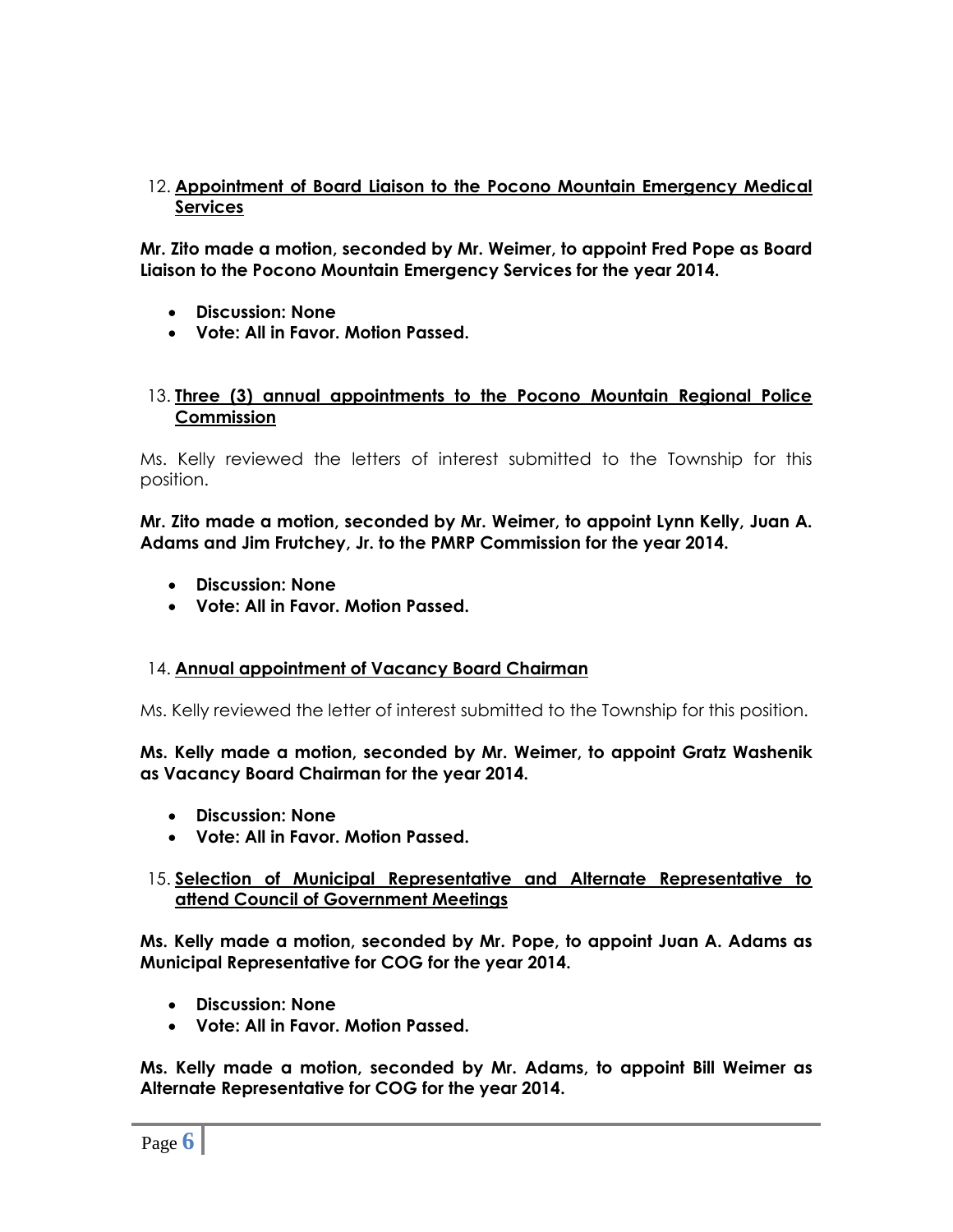12. **<u>Appointment of Board Liaison to the Pocono Mountain Emergency Medical Services</u>**

**Mr. Zito made a motion, seconded by Mr. Weimer, to appoint Fred Pope as Board Liaison to the Pocono Mountain Emergency Services for the year 2014.**

- **Discussion: None**
- **Vote: All in Favor. Motion Passed.**

13. **<u>Three (3) annual appointments to the Pocono Mountain Regional Police Commission</u>**

Ms. Kelly reviewed the letters of interest submitted to the Township for this position.

**Mr. Zito made a motion, seconded by Mr. Weimer, to appoint Lynn Kelly, Juan A. Adams and Jim Frutchey, Jr. to the PMRP Commission for the year 2014.**

- **Discussion: None**
- **Vote: All in Favor. Motion Passed.**

14. **<u>Annual appointment of Vacancy Board Chairman</u>**

Ms. Kelly reviewed the letter of interest submitted to the Township for this position.

**Ms. Kelly made a motion, seconded by Mr. Weimer, to appoint Gratz Washenik as Vacancy Board Chairman for the year 2014.**

- **Discussion: None**
- **Vote: All in Favor. Motion Passed.**

15. **<u>Selection of Municipal Representative and Alternate Representative to attend Council of Government Meetings</u>**

**Ms. Kelly made a motion, seconded by Mr. Pope, to appoint Juan A. Adams as Municipal Representative for COG for the year 2014.**

- **Discussion: None**
- **Vote: All in Favor. Motion Passed.**

**Ms. Kelly made a motion, seconded by Mr. Adams, to appoint Bill Weimer as Alternate Representative for COG for the year 2014.**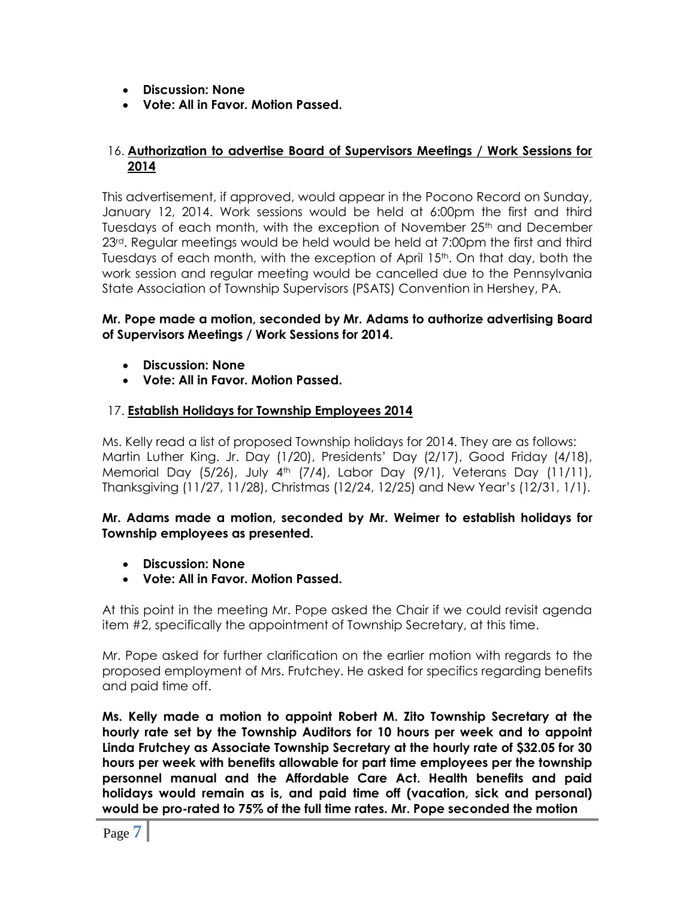- **Discussion: None**
- **Vote: All in Favor. Motion Passed.**

16. **Authorization to advertise Board of Supervisors Meetings / Work Sessions for 2014**

This advertisement, if approved, would appear in the Pocono Record on Sunday, January 12, 2014. Work sessions would be held at 6:00pm the first and third Tuesdays of each month, with the exception of November 25th and December 23rd. Regular meetings would be held would be held at 7:00pm the first and third Tuesdays of each month, with the exception of April 15th. On that day, both the work session and regular meeting would be cancelled due to the Pennsylvania State Association of Township Supervisors (PSATS) Convention in Hershey, PA.

**Mr. Pope made a motion, seconded by Mr. Adams to authorize advertising Board of Supervisors Meetings / Work Sessions for 2014.**

- **Discussion: None**
- **Vote: All in Favor. Motion Passed.**

17. **Establish Holidays for Township Employees 2014**

Ms. Kelly read a list of proposed Township holidays for 2014. They are as follows: Martin Luther King. Jr. Day (1/20), Presidents' Day (2/17), Good Friday (4/18), Memorial Day (5/26), July 4th (7/4), Labor Day (9/1), Veterans Day (11/11), Thanksgiving (11/27, 11/28), Christmas (12/24, 12/25) and New Year's (12/31, 1/1).

**Mr. Adams made a motion, seconded by Mr. Weimer to establish holidays for Township employees as presented.**

- **Discussion: None**
- **Vote: All in Favor. Motion Passed.**

At this point in the meeting Mr. Pope asked the Chair if we could revisit agenda item #2, specifically the appointment of Township Secretary, at this time.

Mr. Pope asked for further clarification on the earlier motion with regards to the proposed employment of Mrs. Frutchey. He asked for specifics regarding benefits and paid time off.

**Ms. Kelly made a motion to appoint Robert M. Zito Township Secretary at the hourly rate set by the Township Auditors for 10 hours per week and to appoint Linda Frutchey as Associate Township Secretary at the hourly rate of $32.05 for 30 hours per week with benefits allowable for part time employees per the township personnel manual and the Affordable Care Act. Health benefits and paid holidays would remain as is, and paid time off (vacation, sick and personal) would be pro-rated to 75% of the full time rates. Mr. Pope seconded the motion**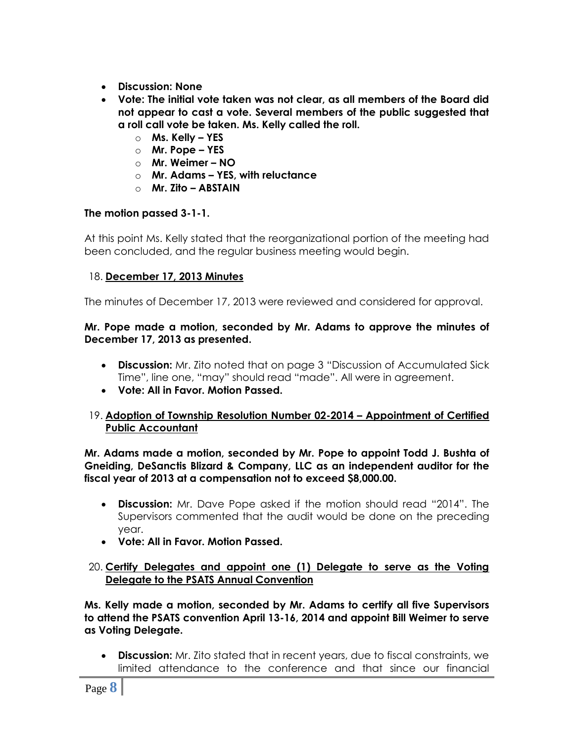- **Discussion: None**
- **Vote: The initial vote taken was not clear, as all members of the Board did not appear to cast a vote. Several members of the public suggested that a roll call vote be taken. Ms. Kelly called the roll.**
  - **Ms. Kelly – YES**
  - **Mr. Pope – YES**
  - **Mr. Weimer – NO**
  - **Mr. Adams – YES, with reluctance**
  - **Mr. Zito – ABSTAIN**

**The motion passed 3-1-1.**

At this point Ms. Kelly stated that the reorganizational portion of the meeting had been concluded, and the regular business meeting would begin.

18. **December 17, 2013 Minutes**

The minutes of December 17, 2013 were reviewed and considered for approval.

**Mr. Pope made a motion, seconded by Mr. Adams to approve the minutes of December 17, 2013 as presented.**

- **Discussion:** Mr. Zito noted that on page 3 "Discussion of Accumulated Sick Time", line one, "may" should read "made". All were in agreement.
- **Vote: All in Favor. Motion Passed.**

19. **Adoption of Township Resolution Number 02-2014 – Appointment of Certified Public Accountant**

**Mr. Adams made a motion, seconded by Mr. Pope to appoint Todd J. Bushta of Gneiding, DeSanctis Blizard & Company, LLC as an independent auditor for the fiscal year of 2013 at a compensation not to exceed $8,000.00.**

- **Discussion:** Mr. Dave Pope asked if the motion should read "2014". The Supervisors commented that the audit would be done on the preceding year.
- **Vote: All in Favor. Motion Passed.**

20. **Certify Delegates and appoint one (1) Delegate to serve as the Voting Delegate to the PSATS Annual Convention**

**Ms. Kelly made a motion, seconded by Mr. Adams to certify all five Supervisors to attend the PSATS convention April 13-16, 2014 and appoint Bill Weimer to serve as Voting Delegate.**

- **Discussion:** Mr. Zito stated that in recent years, due to fiscal constraints, we limited attendance to the conference and that since our financial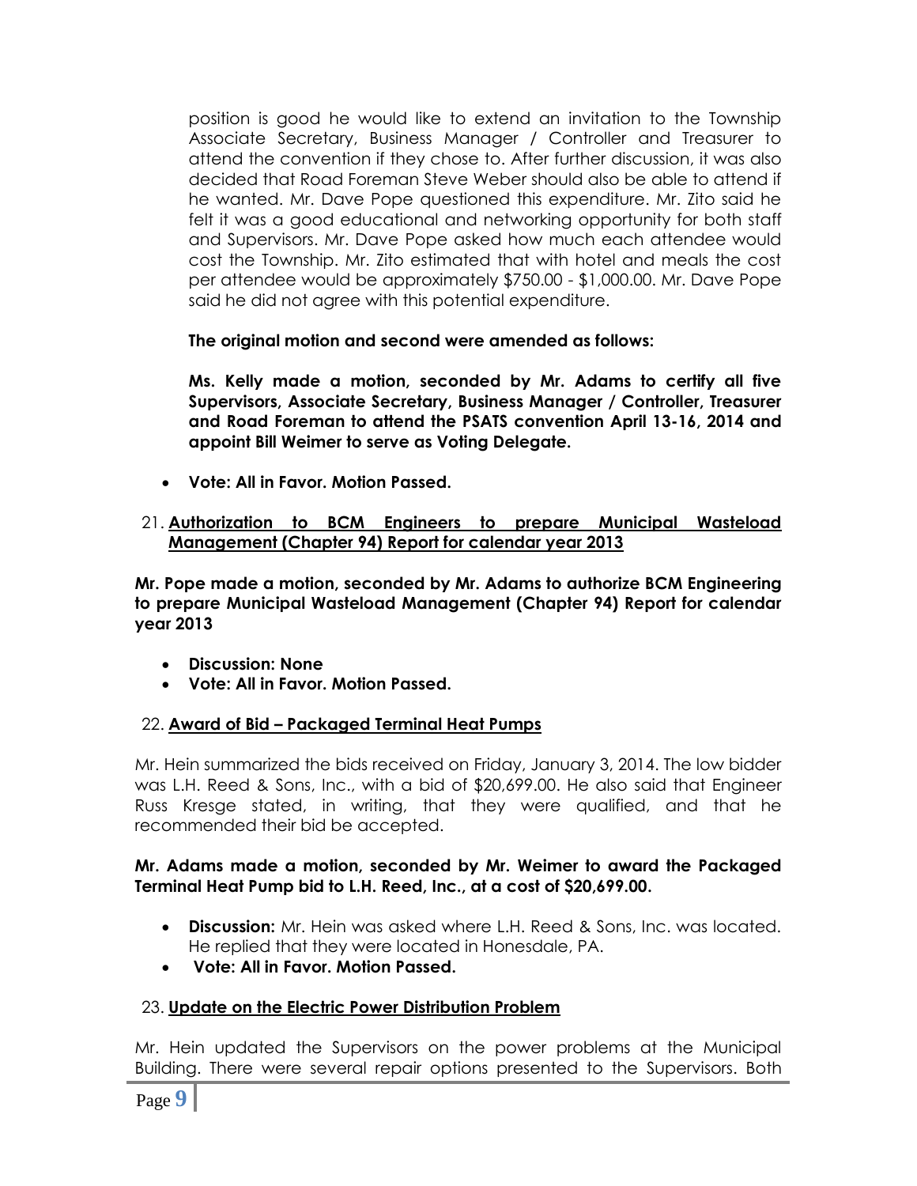position is good he would like to extend an invitation to the Township Associate Secretary, Business Manager / Controller and Treasurer to attend the convention if they chose to. After further discussion, it was also decided that Road Foreman Steve Weber should also be able to attend if he wanted. Mr. Dave Pope questioned this expenditure. Mr. Zito said he felt it was a good educational and networking opportunity for both staff and Supervisors. Mr. Dave Pope asked how much each attendee would cost the Township. Mr. Zito estimated that with hotel and meals the cost per attendee would be approximately $750.00 - $1,000.00. Mr. Dave Pope said he did not agree with this potential expenditure.

**The original motion and second were amended as follows:**

**Ms. Kelly made a motion, seconded by Mr. Adams to certify all five Supervisors, Associate Secretary, Business Manager / Controller, Treasurer and Road Foreman to attend the PSATS convention April 13-16, 2014 and appoint Bill Weimer to serve as Voting Delegate.**

- **Vote: All in Favor. Motion Passed.**

21. **Authorization to BCM Engineers to prepare Municipal Wasteload Management (Chapter 94) Report for calendar year 2013**

**Mr. Pope made a motion, seconded by Mr. Adams to authorize BCM Engineering to prepare Municipal Wasteload Management (Chapter 94) Report for calendar year 2013**

- **Discussion: None**
- **Vote: All in Favor. Motion Passed.**

22. **Award of Bid – Packaged Terminal Heat Pumps**

Mr. Hein summarized the bids received on Friday, January 3, 2014. The low bidder was L.H. Reed & Sons, Inc., with a bid of $20,699.00. He also said that Engineer Russ Kresge stated, in writing, that they were qualified, and that he recommended their bid be accepted.

**Mr. Adams made a motion, seconded by Mr. Weimer to award the Packaged Terminal Heat Pump bid to L.H. Reed, Inc., at a cost of $20,699.00.**

- **Discussion:** Mr. Hein was asked where L.H. Reed & Sons, Inc. was located. He replied that they were located in Honesdale, PA.
- **Vote: All in Favor. Motion Passed.**

23. **Update on the Electric Power Distribution Problem**

Mr. Hein updated the Supervisors on the power problems at the Municipal Building. There were several repair options presented to the Supervisors. Both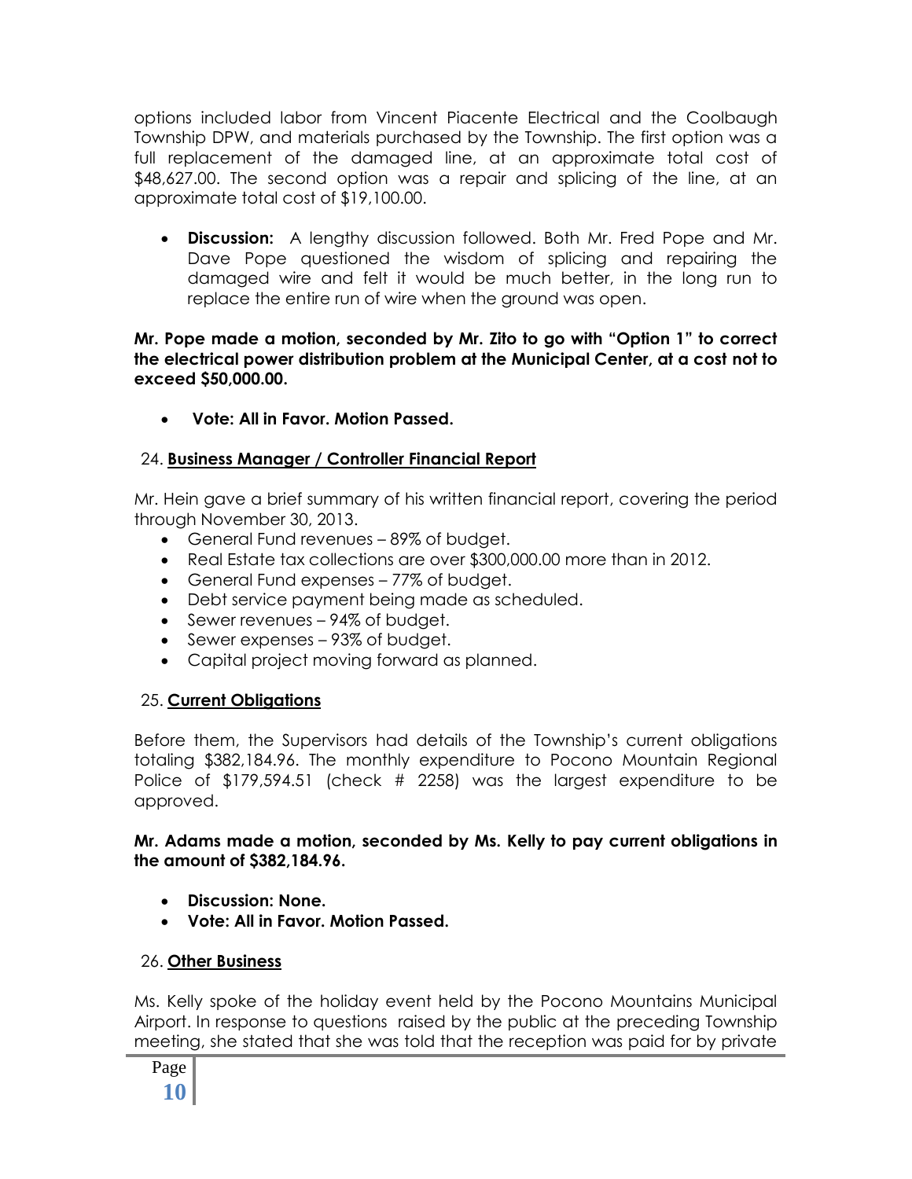options included labor from Vincent Piacente Electrical and the Coolbaugh Township DPW, and materials purchased by the Township. The first option was a full replacement of the damaged line, at an approximate total cost of $48,627.00. The second option was a repair and splicing of the line, at an approximate total cost of $19,100.00.

- **Discussion:** A lengthy discussion followed. Both Mr. Fred Pope and Mr. Dave Pope questioned the wisdom of splicing and repairing the damaged wire and felt it would be much better, in the long run to replace the entire run of wire when the ground was open.

**Mr. Pope made a motion, seconded by Mr. Zito to go with "Option 1" to correct the electrical power distribution problem at the Municipal Center, at a cost not to exceed $50,000.00.**

- **Vote: All in Favor. Motion Passed.**

24. **Business Manager / Controller Financial Report**

Mr. Hein gave a brief summary of his written financial report, covering the period through November 30, 2013.

- General Fund revenues – 89% of budget.
- Real Estate tax collections are over $300,000.00 more than in 2012.
- General Fund expenses – 77% of budget.
- Debt service payment being made as scheduled.
- Sewer revenues – 94% of budget.
- Sewer expenses – 93% of budget.
- Capital project moving forward as planned.

25. **Current Obligations**

Before them, the Supervisors had details of the Township's current obligations totaling $382,184.96. The monthly expenditure to Pocono Mountain Regional Police of $179,594.51 (check # 2258) was the largest expenditure to be approved.

**Mr. Adams made a motion, seconded by Ms. Kelly to pay current obligations in the amount of $382,184.96.**

- **Discussion: None.**
- **Vote: All in Favor. Motion Passed.**

26. **Other Business**

Ms. Kelly spoke of the holiday event held by the Pocono Mountains Municipal Airport. In response to questions raised by the public at the preceding Township meeting, she stated that she was told that the reception was paid for by private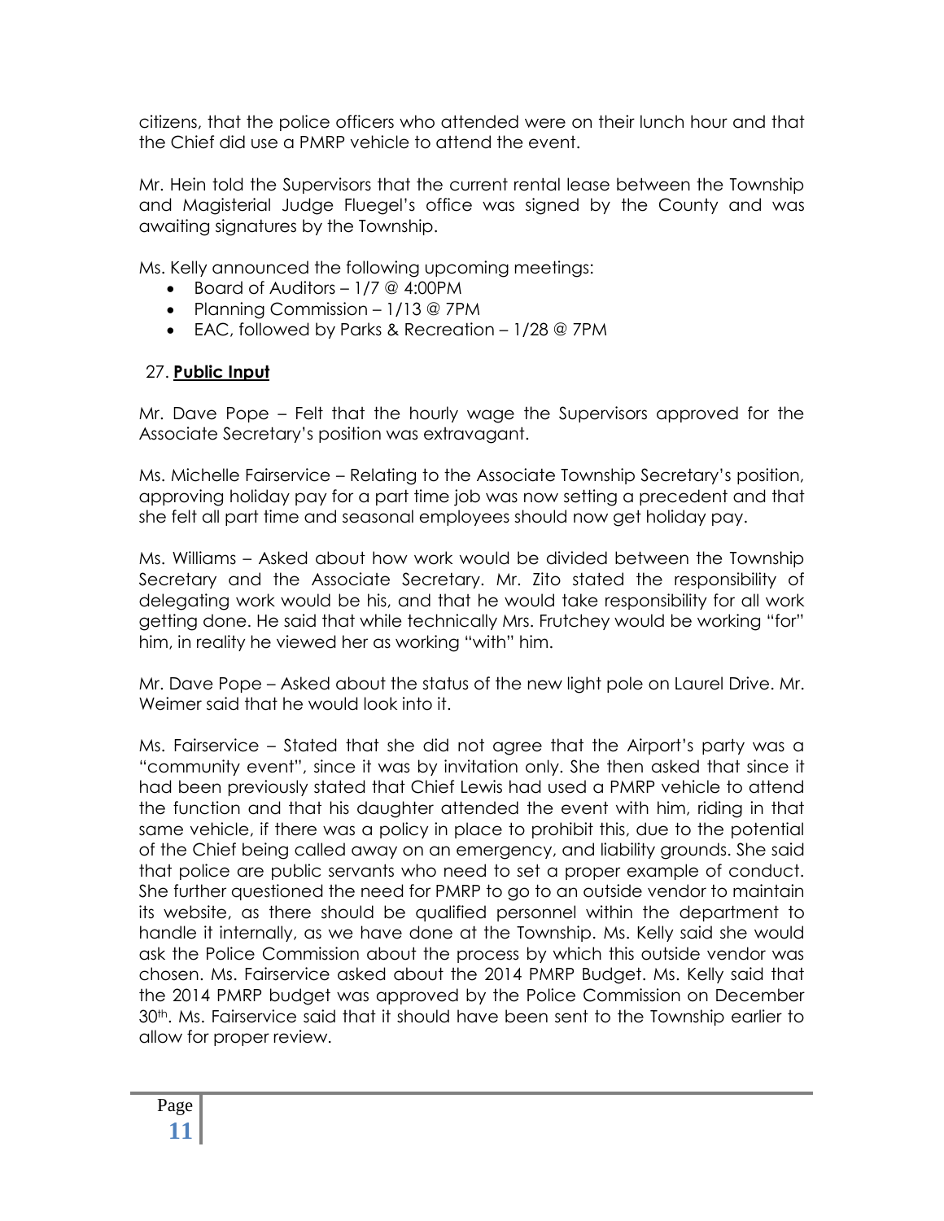citizens, that the police officers who attended were on their lunch hour and that the Chief did use a PMRP vehicle to attend the event.

Mr. Hein told the Supervisors that the current rental lease between the Township and Magisterial Judge Fluegel's office was signed by the County and was awaiting signatures by the Township.

Ms. Kelly announced the following upcoming meetings:

- Board of Auditors – 1/7 @ 4:00PM
- Planning Commission – 1/13 @ 7PM
- EAC, followed by Parks & Recreation – 1/28 @ 7PM

27. **Public Input**

Mr. Dave Pope – Felt that the hourly wage the Supervisors approved for the Associate Secretary's position was extravagant.

Ms. Michelle Fairservice – Relating to the Associate Township Secretary's position, approving holiday pay for a part time job was now setting a precedent and that she felt all part time and seasonal employees should now get holiday pay.

Ms. Williams – Asked about how work would be divided between the Township Secretary and the Associate Secretary. Mr. Zito stated the responsibility of delegating work would be his, and that he would take responsibility for all work getting done. He said that while technically Mrs. Frutchey would be working "for" him, in reality he viewed her as working "with" him.

Mr. Dave Pope – Asked about the status of the new light pole on Laurel Drive. Mr. Weimer said that he would look into it.

Ms. Fairservice – Stated that she did not agree that the Airport's party was a "community event", since it was by invitation only. She then asked that since it had been previously stated that Chief Lewis had used a PMRP vehicle to attend the function and that his daughter attended the event with him, riding in that same vehicle, if there was a policy in place to prohibit this, due to the potential of the Chief being called away on an emergency, and liability grounds. She said that police are public servants who need to set a proper example of conduct. She further questioned the need for PMRP to go to an outside vendor to maintain its website, as there should be qualified personnel within the department to handle it internally, as we have done at the Township. Ms. Kelly said she would ask the Police Commission about the process by which this outside vendor was chosen. Ms. Fairservice asked about the 2014 PMRP Budget. Ms. Kelly said that the 2014 PMRP budget was approved by the Police Commission on December 30th. Ms. Fairservice said that it should have been sent to the Township earlier to allow for proper review.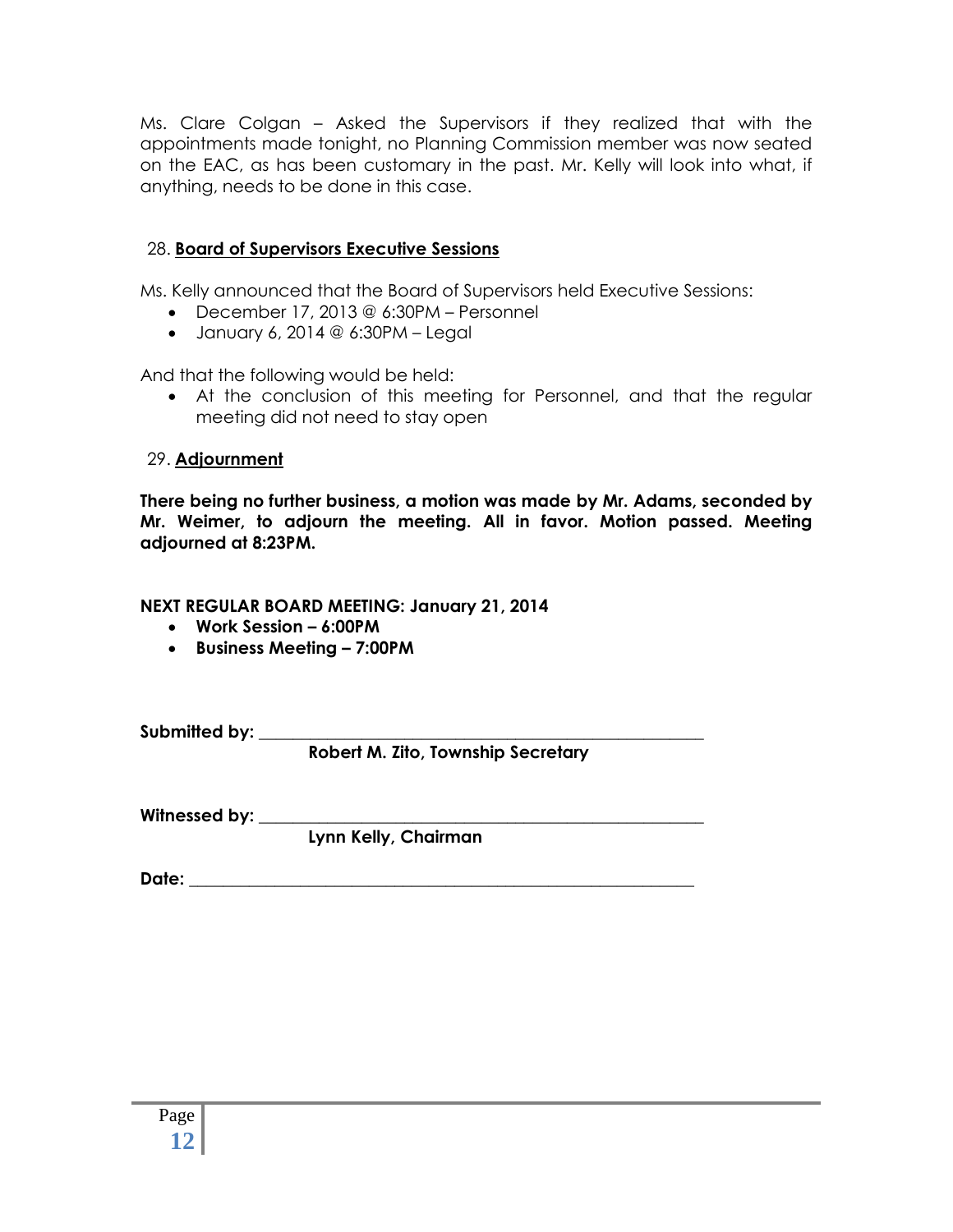Ms. Clare Colgan – Asked the Supervisors if they realized that with the appointments made tonight, no Planning Commission member was now seated on the EAC, as has been customary in the past. Mr. Kelly will look into what, if anything, needs to be done in this case.

28. **Board of Supervisors Executive Sessions**

Ms. Kelly announced that the Board of Supervisors held Executive Sessions:

- December 17, 2013 @ 6:30PM – Personnel
- January 6, 2014 @ 6:30PM – Legal

And that the following would be held:

- At the conclusion of this meeting for Personnel, and that the regular meeting did not need to stay open

29. **Adjournment**

**There being no further business, a motion was made by Mr. Adams, seconded by Mr. Weimer, to adjourn the meeting. All in favor. Motion passed. Meeting adjourned at 8:23PM.**

**NEXT REGULAR BOARD MEETING: January 21, 2014**

- **Work Session – 6:00PM**
- **Business Meeting – 7:00PM**

**Submitted by:** ____________________________________________
**Robert M. Zito, Township Secretary**

**Witnessed by:** ____________________________________________
**Lynn Kelly, Chairman**

**Date:** ____________________________________________